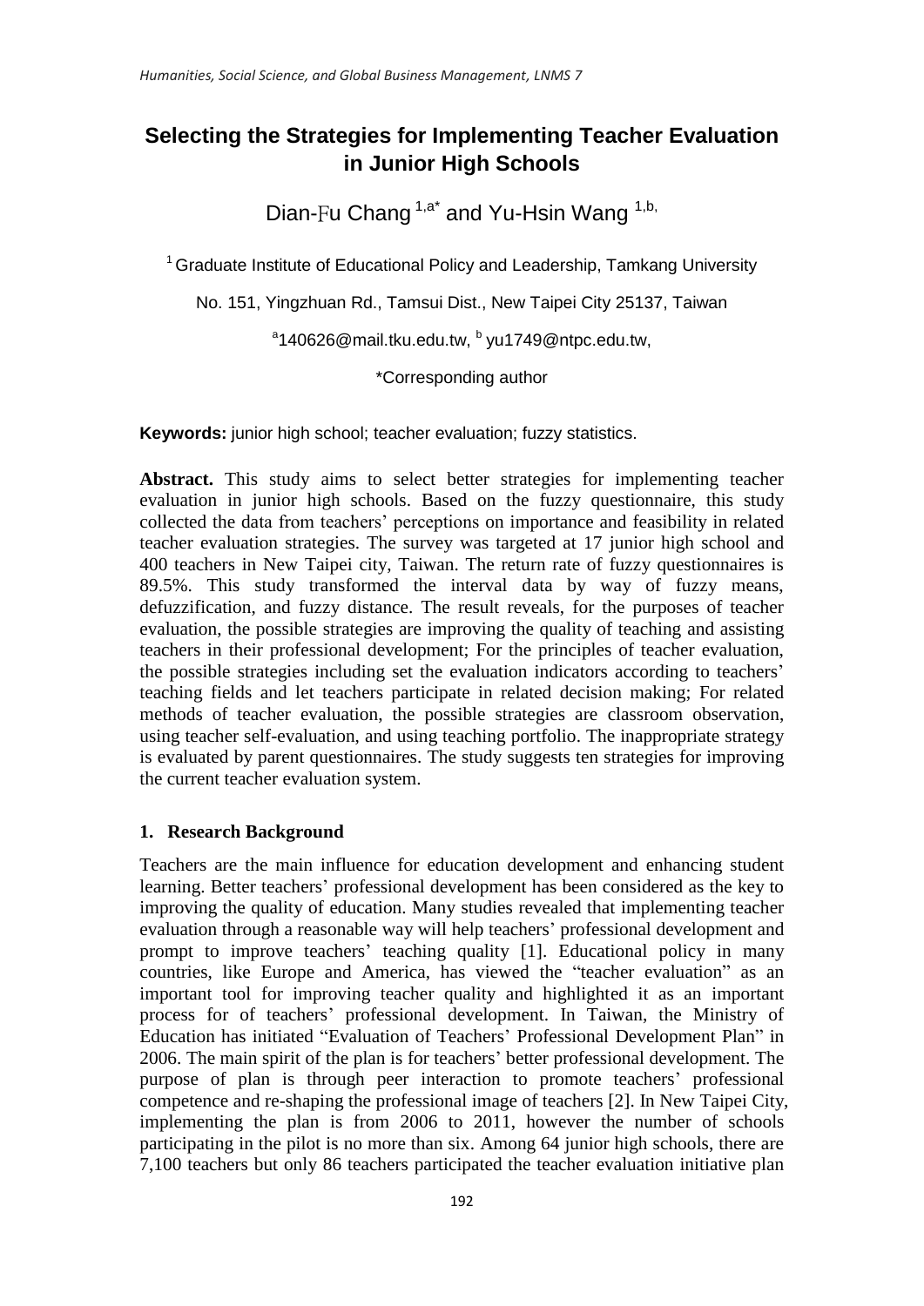# Selecting the Strategies for Implementing Teacher Evaluation in Junior High Schools

Dian-Fu Chang [1,a*] and Yu-Hsin Wang [1,b,]

[1] Graduate Institute of Educational Policy and Leadership, Tamkang University

No. 151, Yingzhuan Rd., Tamsui Dist., New Taipei City 25137, Taiwan

[a]140626@mail.tku.edu.tw, [b] yu1749@ntpc.edu.tw,

*Corresponding author

**Keywords:** junior high school; teacher evaluation; fuzzy statistics.

**Abstract.** This study aims to select better strategies for implementing teacher evaluation in junior high schools. Based on the fuzzy questionnaire, this study collected the data from teachers' perceptions on importance and feasibility in related teacher evaluation strategies. The survey was targeted at 17 junior high school and 400 teachers in New Taipei city, Taiwan. The return rate of fuzzy questionnaires is 89.5%. This study transformed the interval data by way of fuzzy means, defuzzification, and fuzzy distance. The result reveals, for the purposes of teacher evaluation, the possible strategies are improving the quality of teaching and assisting teachers in their professional development; For the principles of teacher evaluation, the possible strategies including set the evaluation indicators according to teachers' teaching fields and let teachers participate in related decision making; For related methods of teacher evaluation, the possible strategies are classroom observation, using teacher self-evaluation, and using teaching portfolio. The inappropriate strategy is evaluated by parent questionnaires. The study suggests ten strategies for improving the current teacher evaluation system.

## 1. Research Background

Teachers are the main influence for education development and enhancing student learning. Better teachers' professional development has been considered as the key to improving the quality of education. Many studies revealed that implementing teacher evaluation through a reasonable way will help teachers' professional development and prompt to improve teachers' teaching quality [1]. Educational policy in many countries, like Europe and America, has viewed the "teacher evaluation" as an important tool for improving teacher quality and highlighted it as an important process for of teachers' professional development. In Taiwan, the Ministry of Education has initiated "Evaluation of Teachers' Professional Development Plan" in 2006. The main spirit of the plan is for teachers' better professional development. The purpose of plan is through peer interaction to promote teachers' professional competence and re-shaping the professional image of teachers [2]. In New Taipei City, implementing the plan is from 2006 to 2011, however the number of schools participating in the pilot is no more than six. Among 64 junior high schools, there are 7,100 teachers but only 86 teachers participated the teacher evaluation initiative plan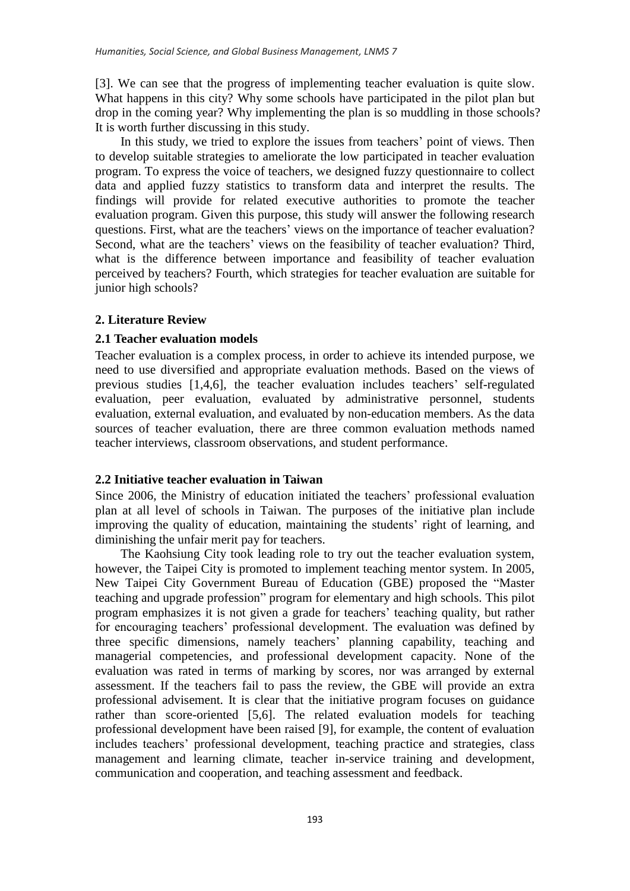[3]. We can see that the progress of implementing teacher evaluation is quite slow. What happens in this city? Why some schools have participated in the pilot plan but drop in the coming year? Why implementing the plan is so muddling in those schools? It is worth further discussing in this study.

In this study, we tried to explore the issues from teachers' point of views. Then to develop suitable strategies to ameliorate the low participated in teacher evaluation program. To express the voice of teachers, we designed fuzzy questionnaire to collect data and applied fuzzy statistics to transform data and interpret the results. The findings will provide for related executive authorities to promote the teacher evaluation program. Given this purpose, this study will answer the following research questions. First, what are the teachers' views on the importance of teacher evaluation? Second, what are the teachers' views on the feasibility of teacher evaluation? Third, what is the difference between importance and feasibility of teacher evaluation perceived by teachers? Fourth, which strategies for teacher evaluation are suitable for junior high schools?

## 2. Literature Review

### 2.1 Teacher evaluation models

Teacher evaluation is a complex process, in order to achieve its intended purpose, we need to use diversified and appropriate evaluation methods. Based on the views of previous studies [1,4,6], the teacher evaluation includes teachers' self-regulated evaluation, peer evaluation, evaluated by administrative personnel, students evaluation, external evaluation, and evaluated by non-education members. As the data sources of teacher evaluation, there are three common evaluation methods named teacher interviews, classroom observations, and student performance.

### 2.2 Initiative teacher evaluation in Taiwan

Since 2006, the Ministry of education initiated the teachers' professional evaluation plan at all level of schools in Taiwan. The purposes of the initiative plan include improving the quality of education, maintaining the students' right of learning, and diminishing the unfair merit pay for teachers.

The Kaohsiung City took leading role to try out the teacher evaluation system, however, the Taipei City is promoted to implement teaching mentor system. In 2005, New Taipei City Government Bureau of Education (GBE) proposed the "Master teaching and upgrade profession" program for elementary and high schools. This pilot program emphasizes it is not given a grade for teachers' teaching quality, but rather for encouraging teachers' professional development. The evaluation was defined by three specific dimensions, namely teachers' planning capability, teaching and managerial competencies, and professional development capacity. None of the evaluation was rated in terms of marking by scores, nor was arranged by external assessment. If the teachers fail to pass the review, the GBE will provide an extra professional advisement. It is clear that the initiative program focuses on guidance rather than score-oriented [5,6]. The related evaluation models for teaching professional development have been raised [9], for example, the content of evaluation includes teachers' professional development, teaching practice and strategies, class management and learning climate, teacher in-service training and development, communication and cooperation, and teaching assessment and feedback.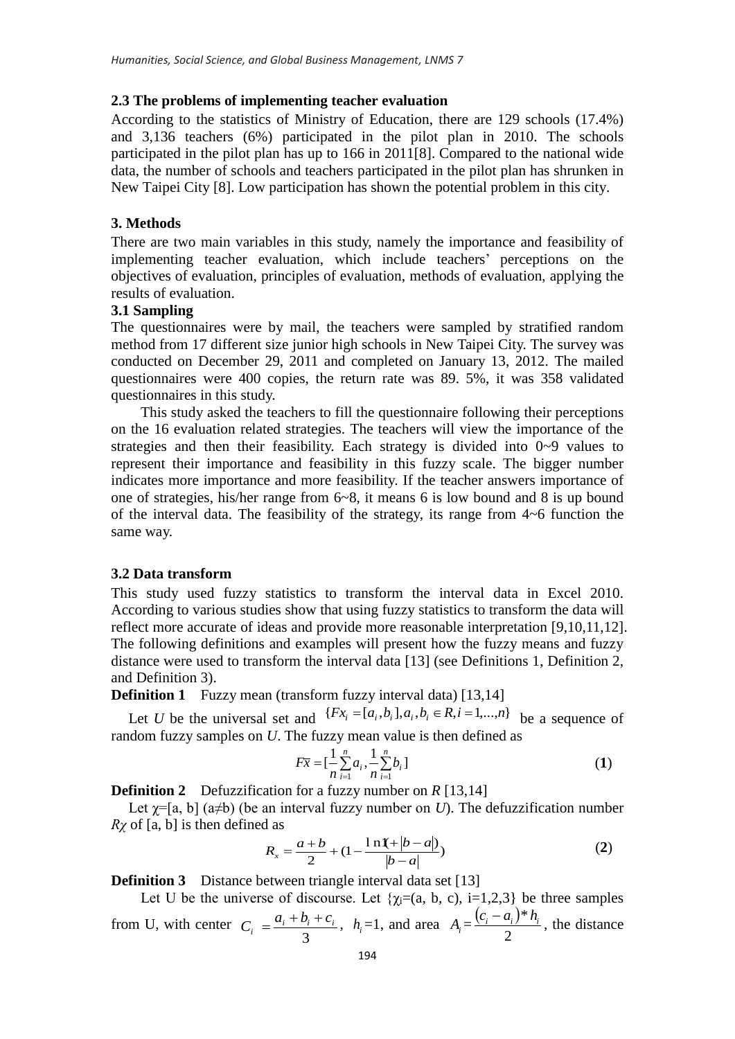### 2.3 The problems of implementing teacher evaluation

According to the statistics of Ministry of Education, there are 129 schools (17.4%) and 3,136 teachers (6%) participated in the pilot plan in 2010. The schools participated in the pilot plan has up to 166 in 2011[8]. Compared to the national wide data, the number of schools and teachers participated in the pilot plan has shrunken in New Taipei City [8]. Low participation has shown the potential problem in this city.

## 3. Methods

There are two main variables in this study, namely the importance and feasibility of implementing teacher evaluation, which include teachers' perceptions on the objectives of evaluation, principles of evaluation, methods of evaluation, applying the results of evaluation.

### 3.1 Sampling

The questionnaires were by mail, the teachers were sampled by stratified random method from 17 different size junior high schools in New Taipei City. The survey was conducted on December 29, 2011 and completed on January 13, 2012. The mailed questionnaires were 400 copies, the return rate was 89. 5%, it was 358 validated questionnaires in this study.

This study asked the teachers to fill the questionnaire following their perceptions on the 16 evaluation related strategies. The teachers will view the importance of the strategies and then their feasibility. Each strategy is divided into 0~9 values to represent their importance and feasibility in this fuzzy scale. The bigger number indicates more importance and more feasibility. If the teacher answers importance of one of strategies, his/her range from 6~8, it means 6 is low bound and 8 is up bound of the interval data. The feasibility of the strategy, its range from 4~6 function the same way.

### 3.2 Data transform

This study used fuzzy statistics to transform the interval data in Excel 2010. According to various studies show that using fuzzy statistics to transform the data will reflect more accurate of ideas and provide more reasonable interpretation [9,10,11,12]. The following definitions and examples will present how the fuzzy means and fuzzy distance were used to transform the interval data [13] (see Definitions 1, Definition 2, and Definition 3).

**Definition 1** Fuzzy mean (transform fuzzy interval data) [13,14]

Let $U$ be the universal set and $\{Fx_i = [a_i, b_i], a_i, b_i \in R, i = 1,...,n\}$ be a sequence of random fuzzy samples on $U$. The fuzzy mean value is then defined as

$$F\overline{x} = [\frac{1}{n}\sum_{i=1}^{n} a_i, \frac{1}{n}\sum_{i=1}^{n} b_i] \tag{1}$$

**Definition 2** Defuzzification for a fuzzy number on $R$ [13,14]

Let $\chi$=[a, b] (a≠b) (be an interval fuzzy number on $U$). The defuzzification number $R\chi$ of [a, b] is then defined as

$$R_x = \frac{a+b}{2} + (1 - \frac{\ln(1+|b-a|)}{|b-a|}) \tag{2}$$

**Definition 3** Distance between triangle interval data set [13]

Let U be the universe of discourse. Let $\{\chi_i$=(a, b, c), i=1,2,3} be three samples from U, with center $C_i = \frac{a_i + b_i + c_i}{3}$, $h_i$=1, and area $A_i = \frac{(c_i - a_i) * h_i}{2}$, the distance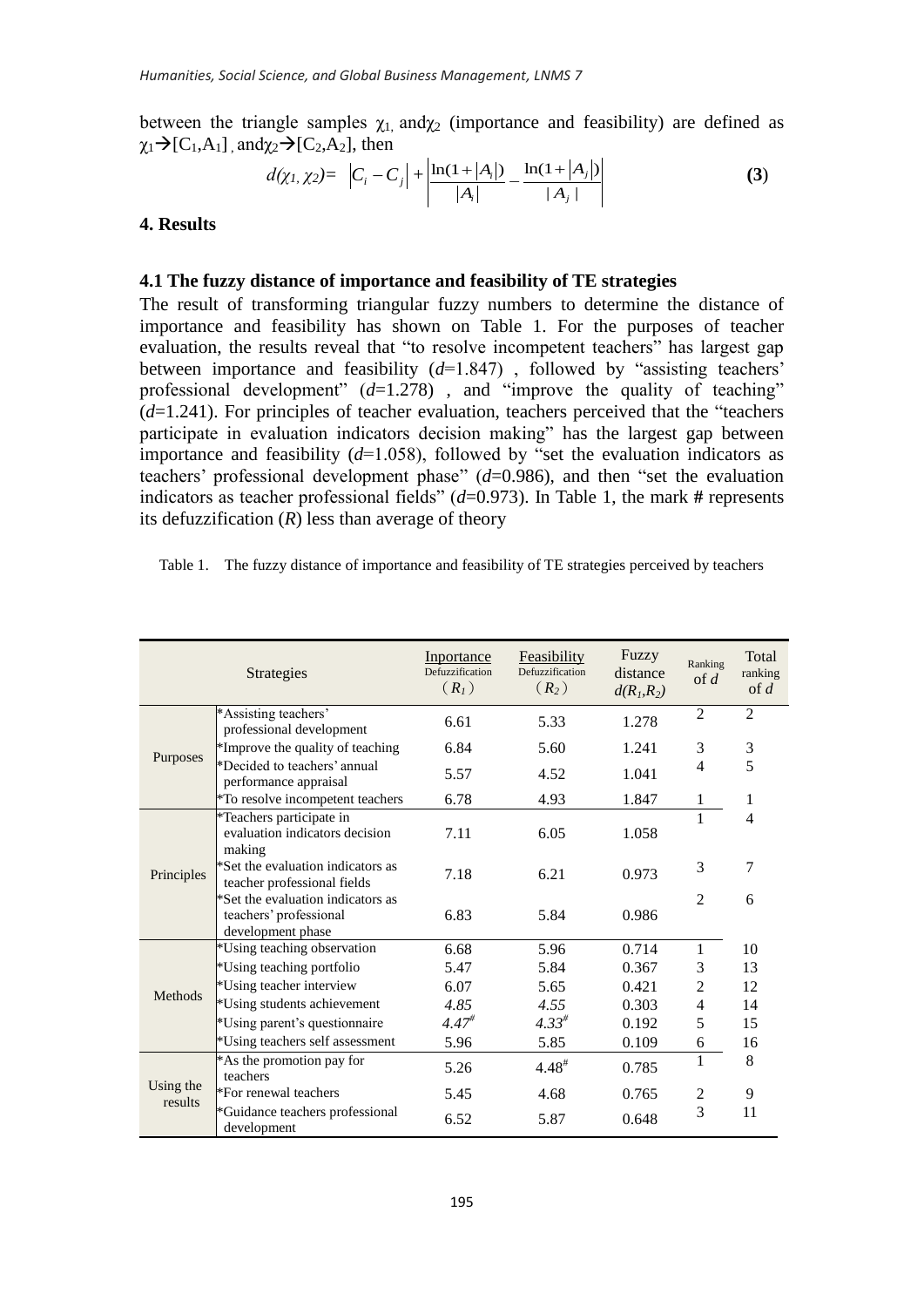between the triangle samples $\chi_1$ and $\chi_2$ (importance and feasibility) are defined as $\chi_1 \rightarrow [C_1, A_1]$ , and $\chi_2 \rightarrow [C_2, A_2]$, then

$$d(\chi_1, \chi_2) = \left| C_i - C_j \right| + \left| \frac{\ln(1+|A_i|)}{|A_i|} - \frac{\ln(1+|A_j|)}{|A_j|} \right| \tag{3}$$

## 4. Results

### 4.1 The fuzzy distance of importance and feasibility of TE strategies

The result of transforming triangular fuzzy numbers to determine the distance of importance and feasibility has shown on Table 1. For the purposes of teacher evaluation, the results reveal that "to resolve incompetent teachers" has largest gap between importance and feasibility ($d$=1.847) , followed by "assisting teachers' professional development" ($d$=1.278) , and "improve the quality of teaching" ($d$=1.241). For principles of teacher evaluation, teachers perceived that the "teachers participate in evaluation indicators decision making" has the largest gap between importance and feasibility ($d$=1.058), followed by "set the evaluation indicators as teachers' professional development phase" ($d$=0.986), and then "set the evaluation indicators as teacher professional fields" ($d$=0.973). In Table 1, the mark **#** represents its defuzzification ($R$) less than average of theory

Table 1. The fuzzy distance of importance and feasibility of TE strategies perceived by teachers

| Strategies | | Inportance Defuzzification ($R_1$) | Feasibility Defuzzification ($R_2$) | Fuzzy distance $d(R_1,R_2)$ | Ranking of $d$ | Total ranking of $d$ |
|---|---|---|---|---|---|---|
| Purposes | *Assisting teachers' professional development | 6.61 | 5.33 | 1.278 | 2 | 2 |
| | *Improve the quality of teaching | 6.84 | 5.60 | 1.241 | 3 | 3 |
| | *Decided to teachers' annual performance appraisal | 5.57 | 4.52 | 1.041 | 4 | 5 |
| | *To resolve incompetent teachers | 6.78 | 4.93 | 1.847 | 1 | 1 |
| Principles | *Teachers participate in evaluation indicators decision making | 7.11 | 6.05 | 1.058 | 1 | 4 |
| | *Set the evaluation indicators as teacher professional fields | 7.18 | 6.21 | 0.973 | 3 | 7 |
| | *Set the evaluation indicators as teachers' professional development phase | 6.83 | 5.84 | 0.986 | 2 | 6 |
| Methods | *Using teaching observation | 6.68 | 5.96 | 0.714 | 1 | 10 |
| | *Using teaching portfolio | 5.47 | 5.84 | 0.367 | 3 | 13 |
| | *Using teacher interview | 6.07 | 5.65 | 0.421 | 2 | 12 |
| | *Using students achievement | *4.85* | *4.55* | 0.303 | 4 | 14 |
| | *Using parent's questionnaire | *4.47*# | *4.33*# | 0.192 | 5 | 15 |
| | *Using teachers self assessment | 5.96 | 5.85 | 0.109 | 6 | 16 |
| Using the results | *As the promotion pay for teachers | 5.26 | 4.48# | 0.785 | 1 | 8 |
| | *For renewal teachers | 5.45 | 4.68 | 0.765 | 2 | 9 |
| | *Guidance teachers professional development | 6.52 | 5.87 | 0.648 | 3 | 11 |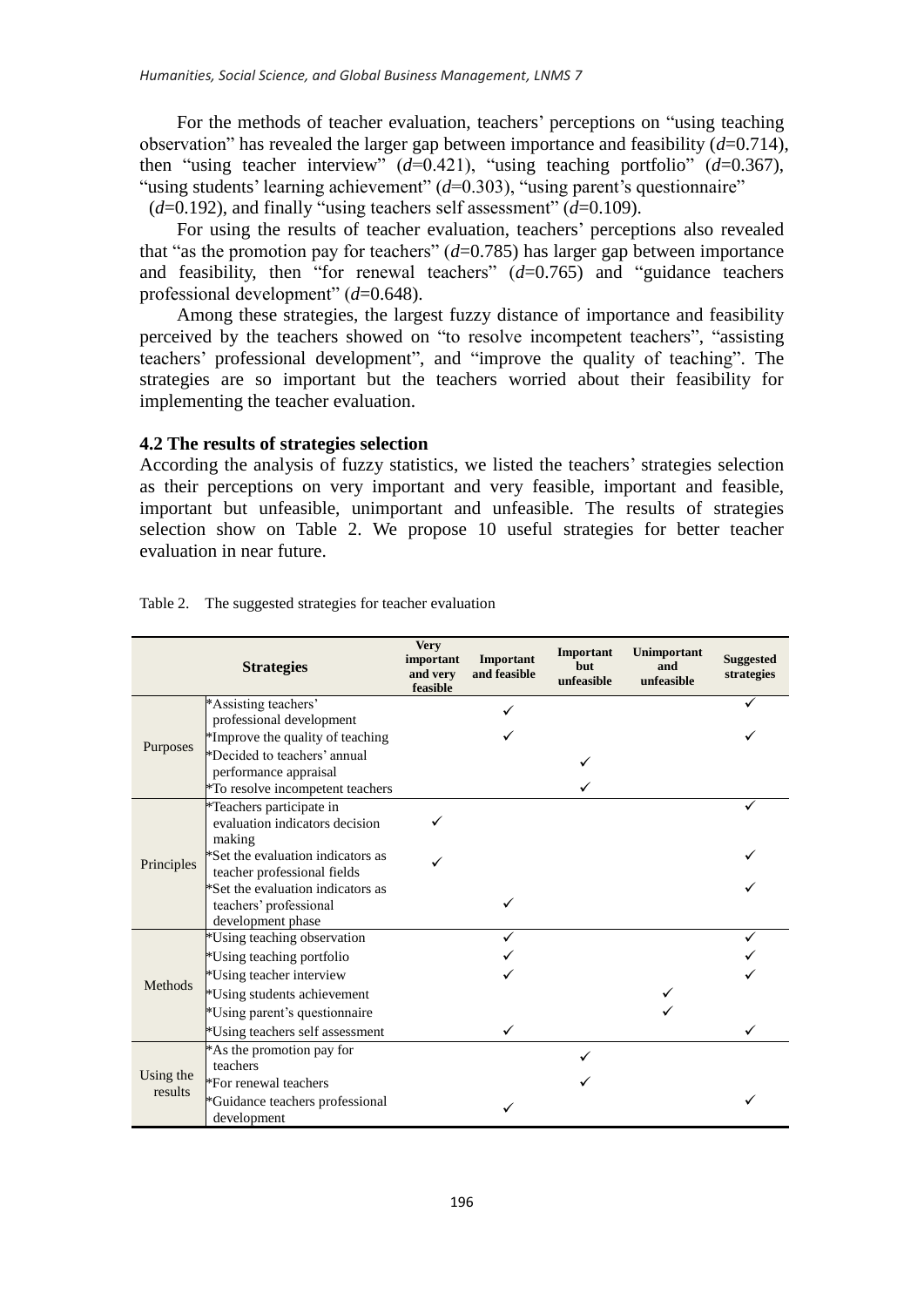For the methods of teacher evaluation, teachers' perceptions on "using teaching observation" has revealed the larger gap between importance and feasibility ($d$=0.714), then "using teacher interview" ($d$=0.421), "using teaching portfolio" ($d$=0.367), "using students' learning achievement" ($d$=0.303), "using parent's questionnaire" ($d$=0.192), and finally "using teachers self assessment" ($d$=0.109).

For using the results of teacher evaluation, teachers' perceptions also revealed that "as the promotion pay for teachers" ($d$=0.785) has larger gap between importance and feasibility, then "for renewal teachers" ($d$=0.765) and "guidance teachers professional development" ($d$=0.648).

Among these strategies, the largest fuzzy distance of importance and feasibility perceived by the teachers showed on "to resolve incompetent teachers", "assisting teachers' professional development", and "improve the quality of teaching". The strategies are so important but the teachers worried about their feasibility for implementing the teacher evaluation.

### 4.2 The results of strategies selection

According the analysis of fuzzy statistics, we listed the teachers' strategies selection as their perceptions on very important and very feasible, important and feasible, important but unfeasible, unimportant and unfeasible. The results of strategies selection show on Table 2. We propose 10 useful strategies for better teacher evaluation in near future.

Table 2. The suggested strategies for teacher evaluation

| | Strategies | Very important and very feasible | Important and feasible | Important but unfeasible | Unimportant and unfeasible | Suggested strategies |
|---|---|---|---|---|---|---|
| Purposes | *Assisting teachers' professional development | | ✓ | | | ✓ |
| | *Improve the quality of teaching | | ✓ | | | ✓ |
| | *Decided to teachers' annual performance appraisal | | | ✓ | | |
| | *To resolve incompetent teachers | | | ✓ | | |
| Principles | *Teachers participate in evaluation indicators decision making | ✓ | | | | ✓ |
| | *Set the evaluation indicators as teacher professional fields | ✓ | | | | ✓ |
| | *Set the evaluation indicators as teachers' professional development phase | | ✓ | | | ✓ |
| Methods | *Using teaching observation | | ✓ | | | ✓ |
| | *Using teaching portfolio | | ✓ | | | ✓ |
| | *Using teacher interview | | ✓ | | | ✓ |
| | *Using students achievement | | | | ✓ | |
| | *Using parent's questionnaire | | | | ✓ | |
| | *Using teachers self assessment | | ✓ | | | ✓ |
| Using the results | *As the promotion pay for teachers | | | ✓ | | |
| | *For renewal teachers | | | ✓ | | |
| | *Guidance teachers professional development | | ✓ | | | ✓ |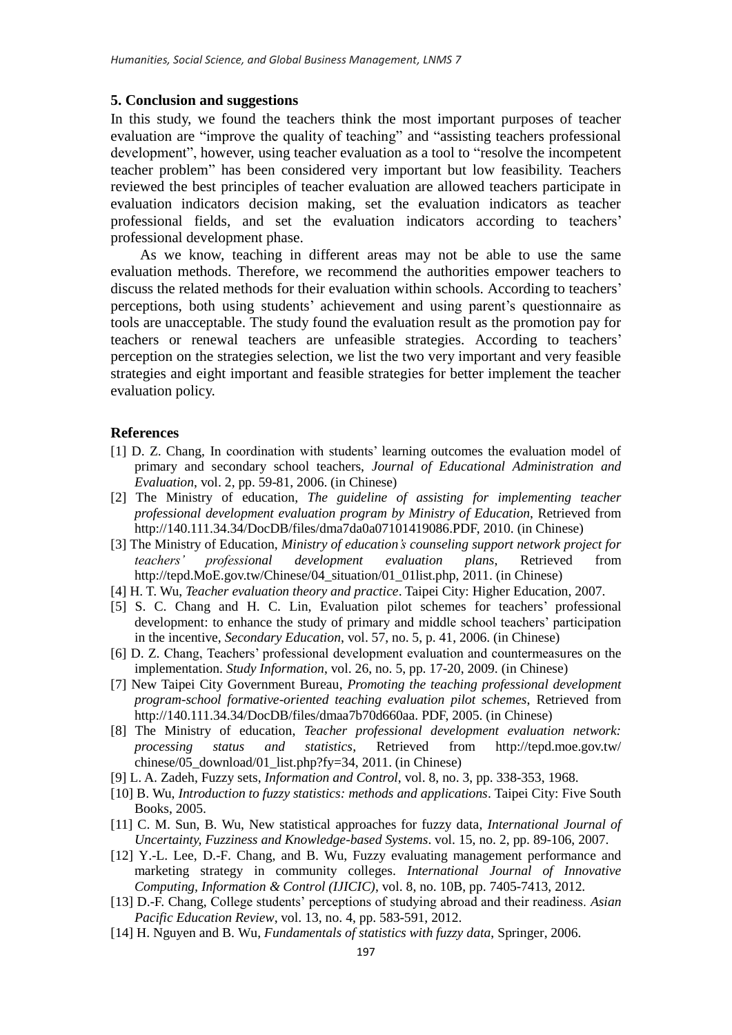## 5. Conclusion and suggestions

In this study, we found the teachers think the most important purposes of teacher evaluation are "improve the quality of teaching" and "assisting teachers professional development", however, using teacher evaluation as a tool to "resolve the incompetent teacher problem" has been considered very important but low feasibility. Teachers reviewed the best principles of teacher evaluation are allowed teachers participate in evaluation indicators decision making, set the evaluation indicators as teacher professional fields, and set the evaluation indicators according to teachers' professional development phase.

As we know, teaching in different areas may not be able to use the same evaluation methods. Therefore, we recommend the authorities empower teachers to discuss the related methods for their evaluation within schools. According to teachers' perceptions, both using students' achievement and using parent's questionnaire as tools are unacceptable. The study found the evaluation result as the promotion pay for teachers or renewal teachers are unfeasible strategies. According to teachers' perception on the strategies selection, we list the two very important and very feasible strategies and eight important and feasible strategies for better implement the teacher evaluation policy.

## References

[1] D. Z. Chang, In coordination with students' learning outcomes the evaluation model of primary and secondary school teachers, *Journal of Educational Administration and Evaluation*, vol. 2, pp. 59-81, 2006. (in Chinese)

[2] The Ministry of education, *The guideline of assisting for implementing teacher professional development evaluation program by Ministry of Education*, Retrieved from http://140.111.34.34/DocDB/files/dma7da0a07101419086.PDF, 2010. (in Chinese)

[3] The Ministry of Education, *Ministry of education's counseling support network project for teachers' professional development evaluation plans*, Retrieved from http://tepd.MoE.gov.tw/Chinese/04_situation/01_01list.php, 2011. (in Chinese)

[4] H. T. Wu, *Teacher evaluation theory and practice*. Taipei City: Higher Education, 2007.

[5] S. C. Chang and H. C. Lin, Evaluation pilot schemes for teachers' professional development: to enhance the study of primary and middle school teachers' participation in the incentive, *Secondary Education*, vol. 57, no. 5, p. 41, 2006. (in Chinese)

[6] D. Z. Chang, Teachers' professional development evaluation and countermeasures on the implementation. *Study Information*, vol. 26, no. 5, pp. 17-20, 2009. (in Chinese)

[7] New Taipei City Government Bureau, *Promoting the teaching professional development program-school formative-oriented teaching evaluation pilot schemes*, Retrieved from http://140.111.34.34/DocDB/files/dmaa7b70d660aa. PDF, 2005. (in Chinese)

[8] The Ministry of education, *Teacher professional development evaluation network: processing status and statistics*, Retrieved from http://tepd.moe.gov.tw/ chinese/05_download/01_list.php?fy=34, 2011. (in Chinese)

[9] L. A. Zadeh, Fuzzy sets, *Information and Control*, vol. 8, no. 3, pp. 338-353, 1968.

[10] B. Wu, *Introduction to fuzzy statistics: methods and applications*. Taipei City: Five South Books, 2005.

[11] C. M. Sun, B. Wu, New statistical approaches for fuzzy data, *International Journal of Uncertainty, Fuzziness and Knowledge-based Systems*. vol. 15, no. 2, pp. 89-106, 2007.

[12] Y.-L. Lee, D.-F. Chang, and B. Wu, Fuzzy evaluating management performance and marketing strategy in community colleges. *International Journal of Innovative Computing, Information & Control (IJICIC)*, vol. 8, no. 10B, pp. 7405-7413, 2012.

[13] D.-F. Chang, College students' perceptions of studying abroad and their readiness. *Asian Pacific Education Review*, vol. 13, no. 4, pp. 583-591, 2012.

[14] H. Nguyen and B. Wu, *Fundamentals of statistics with fuzzy data*, Springer, 2006.